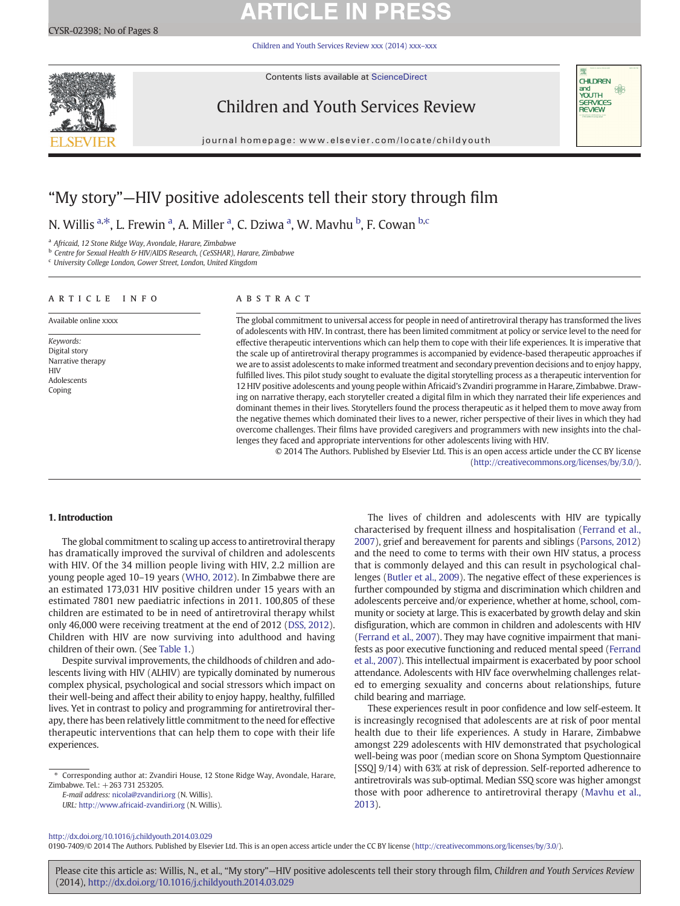# “My story”—HIV positive adolescents tell their story through film

N. Willis [a,*], L. Frewin [a], A. Miller [a], C. Dziwa [a], W. Mavhu [b], F. Cowan [b,c]

[a] *Africaid, 12 Stone Ridge Way, Avondale, Harare, Zimbabwe*
[b] *Centre for Sexual Health & HIV/AIDS Research, (CeSSHAR), Harare, Zimbabwe*
[c] *University College London, Gower Street, London, United Kingdom*

## ARTICLE INFO

Available online xxxx

*Keywords:*
Digital story
Narrative therapy
HIV
Adolescents
Coping

## ABSTRACT

The global commitment to universal access for people in need of antiretroviral therapy has transformed the lives of adolescents with HIV. In contrast, there has been limited commitment at policy or service level to the need for effective therapeutic interventions which can help them to cope with their life experiences. It is imperative that the scale up of antiretroviral therapy programmes is accompanied by evidence-based therapeutic approaches if we are to assist adolescents to make informed treatment and secondary prevention decisions and to enjoy happy, fulfilled lives. This pilot study sought to evaluate the digital storytelling process as a therapeutic intervention for 12 HIV positive adolescents and young people within Africaid's Zvandiri programme in Harare, Zimbabwe. Drawing on narrative therapy, each storyteller created a digital film in which they narrated their life experiences and dominant themes in their lives. Storytellers found the process therapeutic as it helped them to move away from the negative themes which dominated their lives to a newer, richer perspective of their lives in which they had overcome challenges. Their films have provided caregivers and programmers with new insights into the challenges they faced and appropriate interventions for other adolescents living with HIV.

© 2014 The Authors. Published by Elsevier Ltd. This is an open access article under the CC BY license (http://creativecommons.org/licenses/by/3.0/).

## 1. Introduction

The global commitment to scaling up access to antiretroviral therapy has dramatically improved the survival of children and adolescents with HIV. Of the 34 million people living with HIV, 2.2 million are young people aged 10–19 years (WHO, 2012). In Zimbabwe there are an estimated 173,031 HIV positive children under 15 years with an estimated 7801 new paediatric infections in 2011. 100,805 of these children are estimated to be in need of antiretroviral therapy whilst only 46,000 were receiving treatment at the end of 2012 (DSS, 2012). Children with HIV are now surviving into adulthood and having children of their own. (See Table 1.)

Despite survival improvements, the childhoods of children and adolescents living with HIV (ALHIV) are typically dominated by numerous complex physical, psychological and social stressors which impact on their well-being and affect their ability to enjoy happy, healthy, fulfilled lives. Yet in contrast to policy and programming for antiretroviral therapy, there has been relatively little commitment to the need for effective therapeutic interventions that can help them to cope with their life experiences.

The lives of children and adolescents with HIV are typically characterised by frequent illness and hospitalisation (Ferrand et al., 2007), grief and bereavement for parents and siblings (Parsons, 2012) and the need to come to terms with their own HIV status, a process that is commonly delayed and this can result in psychological challenges (Butler et al., 2009). The negative effect of these experiences is further compounded by stigma and discrimination which children and adolescents perceive and/or experience, whether at home, school, community or society at large. This is exacerbated by growth delay and skin disfiguration, which are common in children and adolescents with HIV (Ferrand et al., 2007). They may have cognitive impairment that manifests as poor executive functioning and reduced mental speed (Ferrand et al., 2007). This intellectual impairment is exacerbated by poor school attendance. Adolescents with HIV face overwhelming challenges related to emerging sexuality and concerns about relationships, future child bearing and marriage.

These experiences result in poor confidence and low self-esteem. It is increasingly recognised that adolescents are at risk of poor mental health due to their life experiences. A study in Harare, Zimbabwe amongst 229 adolescents with HIV demonstrated that psychological well-being was poor (median score on Shona Symptom Questionnaire [SSQ] 9/14) with 63% at risk of depression. Self-reported adherence to antiretrovirals was sub-optimal. Median SSQ score was higher amongst those with poor adherence to antiretroviral therapy (Mavhu et al., 2013).

* Corresponding author at: Zvandiri House, 12 Stone Ridge Way, Avondale, Harare, Zimbabwe. Tel.: +263 731 253205.
*E-mail address:* nicola@zvandiri.org (N. Willis).
*URL:* http://www.africaid-zvandiri.org (N. Willis).

http://dx.doi.org/10.1016/j.childyouth.2014.03.029
0190-7409/© 2014 The Authors. Published by Elsevier Ltd. This is an open access article under the CC BY license (http://creativecommons.org/licenses/by/3.0/).

Please cite this article as: Willis, N., et al., “My story”—HIV positive adolescents tell their story through film, *Children and Youth Services Review* (2014), http://dx.doi.org/10.1016/j.childyouth.2014.03.029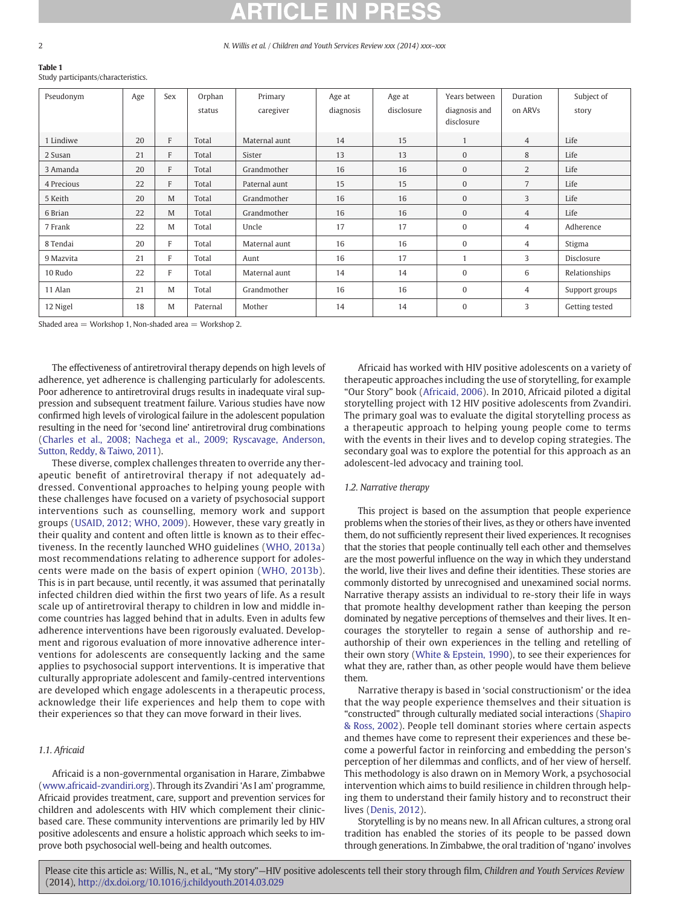**Table 1**
Study participants/characteristics.

| Pseudonym | Age | Sex | Orphan status | Primary caregiver | Age at diagnosis | Age at disclosure | Years between diagnosis and disclosure | Duration on ARVs | Subject of story |
|---|---|---|---|---|---|---|---|---|---|
| 1 Lindiwe | 20 | F | Total | Maternal aunt | 14 | 15 | 1 | 4 | Life |
| 2 Susan | 21 | F | Total | Sister | 13 | 13 | 0 | 8 | Life |
| 3 Amanda | 20 | F | Total | Grandmother | 16 | 16 | 0 | 2 | Life |
| 4 Precious | 22 | F | Total | Paternal aunt | 15 | 15 | 0 | 7 | Life |
| 5 Keith | 20 | M | Total | Grandmother | 16 | 16 | 0 | 3 | Life |
| 6 Brian | 22 | M | Total | Grandmother | 16 | 16 | 0 | 4 | Life |
| 7 Frank | 22 | M | Total | Uncle | 17 | 17 | 0 | 4 | Adherence |
| 8 Tendai | 20 | F | Total | Maternal aunt | 16 | 16 | 0 | 4 | Stigma |
| 9 Mazvita | 21 | F | Total | Aunt | 16 | 17 | 1 | 3 | Disclosure |
| 10 Rudo | 22 | F | Total | Maternal aunt | 14 | 14 | 0 | 6 | Relationships |
| 11 Alan | 21 | M | Total | Grandmother | 16 | 16 | 0 | 4 | Support groups |
| 12 Nigel | 18 | M | Paternal | Mother | 14 | 14 | 0 | 3 | Getting tested |

Shaded area = Workshop 1, Non-shaded area = Workshop 2.

The effectiveness of antiretroviral therapy depends on high levels of adherence, yet adherence is challenging particularly for adolescents. Poor adherence to antiretroviral drugs results in inadequate viral suppression and subsequent treatment failure. Various studies have now confirmed high levels of virological failure in the adolescent population resulting in the need for 'second line' antiretroviral drug combinations (Charles et al., 2008; Nachega et al., 2009; Ryscavage, Anderson, Sutton, Reddy, & Taiwo, 2011).

These diverse, complex challenges threaten to override any therapeutic benefit of antiretroviral therapy if not adequately addressed. Conventional approaches to helping young people with these challenges have focused on a variety of psychosocial support interventions such as counselling, memory work and support groups (USAID, 2012; WHO, 2009). However, these vary greatly in their quality and content and often little is known as to their effectiveness. In the recently launched WHO guidelines (WHO, 2013a) most recommendations relating to adherence support for adolescents were made on the basis of expert opinion (WHO, 2013b). This is in part because, until recently, it was assumed that perinatally infected children died within the first two years of life. As a result scale up of antiretroviral therapy to children in low and middle income countries has lagged behind that in adults. Even in adults few adherence interventions have been rigorously evaluated. Development and rigorous evaluation of more innovative adherence interventions for adolescents are consequently lacking and the same applies to psychosocial support interventions. It is imperative that culturally appropriate adolescent and family-centred interventions are developed which engage adolescents in a therapeutic process, acknowledge their life experiences and help them to cope with their experiences so that they can move forward in their lives.

### 1.1. Africaid

Africaid is a non-governmental organisation in Harare, Zimbabwe (www.africaid-zvandiri.org). Through its Zvandiri 'As I am' programme, Africaid provides treatment, care, support and prevention services for children and adolescents with HIV which complement their clinic-based care. These community interventions are primarily led by HIV positive adolescents and ensure a holistic approach which seeks to improve both psychosocial well-being and health outcomes.

Africaid has worked with HIV positive adolescents on a variety of therapeutic approaches including the use of storytelling, for example "Our Story" book (Africaid, 2006). In 2010, Africaid piloted a digital storytelling project with 12 HIV positive adolescents from Zvandiri. The primary goal was to evaluate the digital storytelling process as a therapeutic approach to helping young people come to terms with the events in their lives and to develop coping strategies. The secondary goal was to explore the potential for this approach as an adolescent-led advocacy and training tool.

### 1.2. Narrative therapy

This project is based on the assumption that people experience problems when the stories of their lives, as they or others have invented them, do not sufficiently represent their lived experiences. It recognises that the stories that people continually tell each other and themselves are the most powerful influence on the way in which they understand the world, live their lives and define their identities. These stories are commonly distorted by unrecognised and unexamined social norms. Narrative therapy assists an individual to re-story their life in ways that promote healthy development rather than keeping the person dominated by negative perceptions of themselves and their lives. It encourages the storyteller to regain a sense of authorship and re-authorship of their own experiences in the telling and retelling of their own story (White & Epstein, 1990), to see their experiences for what they are, rather than, as other people would have them believe them.

Narrative therapy is based in 'social constructionism' or the idea that the way people experience themselves and their situation is "constructed" through culturally mediated social interactions (Shapiro & Ross, 2002). People tell dominant stories where certain aspects and themes have come to represent their experiences and these become a powerful factor in reinforcing and embedding the person's perception of her dilemmas and conflicts, and of her view of herself. This methodology is also drawn on in Memory Work, a psychosocial intervention which aims to build resilience in children through helping them to understand their family history and to reconstruct their lives (Denis, 2012).

Storytelling is by no means new. In all African cultures, a strong oral tradition has enabled the stories of its people to be passed down through generations. In Zimbabwe, the oral tradition of 'ngano' involves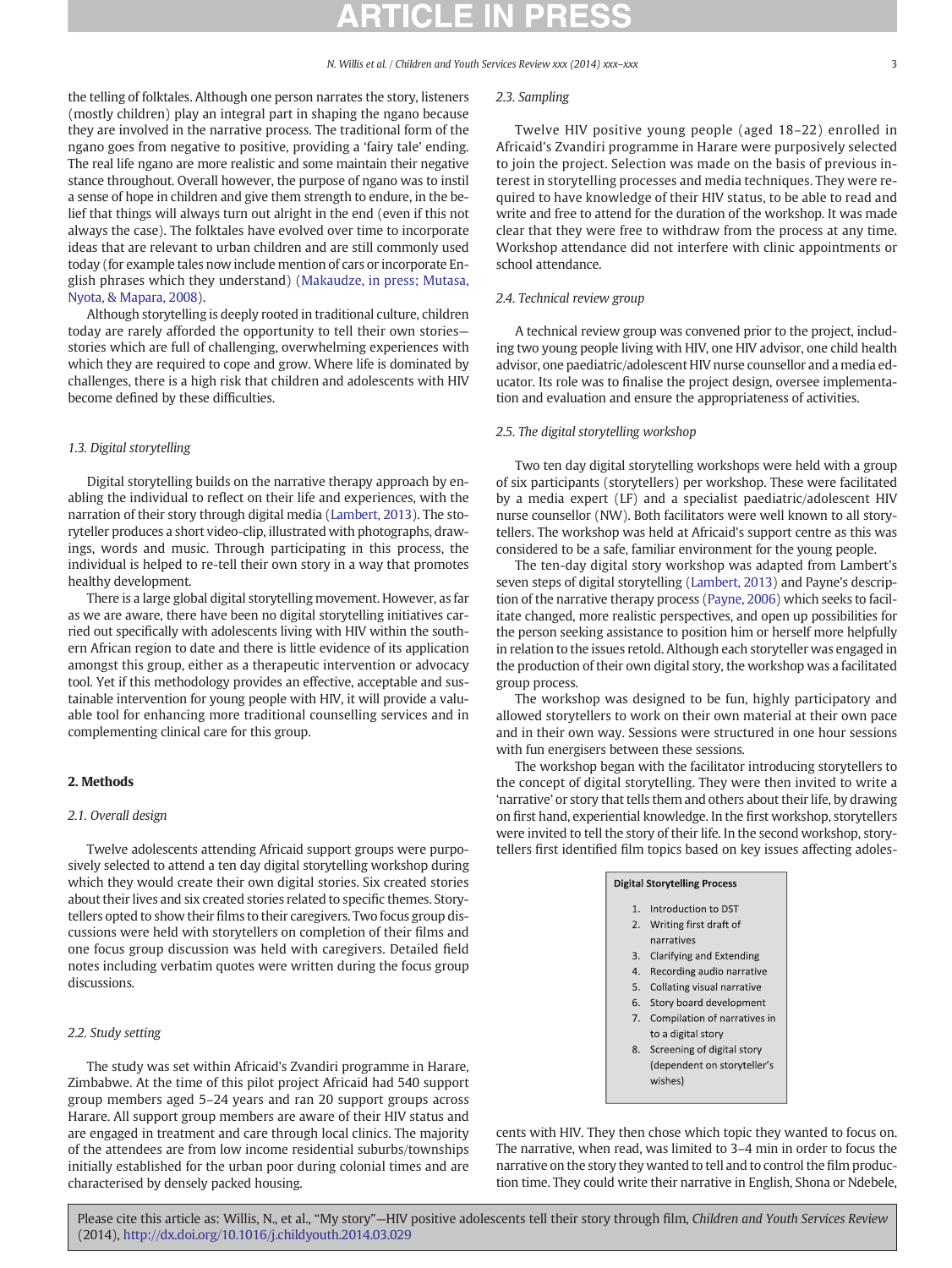the telling of folktales. Although one person narrates the story, listeners (mostly children) play an integral part in shaping the ngano because they are involved in the narrative process. The traditional form of the ngano goes from negative to positive, providing a 'fairy tale' ending. The real life ngano are more realistic and some maintain their negative stance throughout. Overall however, the purpose of ngano was to instil a sense of hope in children and give them strength to endure, in the belief that things will always turn out alright in the end (even if this not always the case). The folktales have evolved over time to incorporate ideas that are relevant to urban children and are still commonly used today (for example tales now include mention of cars or incorporate English phrases which they understand) (Makaudze, in press; Mutasa, Nyota, & Mapara, 2008).

Although storytelling is deeply rooted in traditional culture, children today are rarely afforded the opportunity to tell their own stories—stories which are full of challenging, overwhelming experiences with which they are required to cope and grow. Where life is dominated by challenges, there is a high risk that children and adolescents with HIV become defined by these difficulties.

### 1.3. Digital storytelling

Digital storytelling builds on the narrative therapy approach by enabling the individual to reflect on their life and experiences, with the narration of their story through digital media (Lambert, 2013). The storyteller produces a short video-clip, illustrated with photographs, drawings, words and music. Through participating in this process, the individual is helped to re-tell their own story in a way that promotes healthy development.

There is a large global digital storytelling movement. However, as far as we are aware, there have been no digital storytelling initiatives carried out specifically with adolescents living with HIV within the southern African region to date and there is little evidence of its application amongst this group, either as a therapeutic intervention or advocacy tool. Yet if this methodology provides an effective, acceptable and sustainable intervention for young people with HIV, it will provide a valuable tool for enhancing more traditional counselling services and in complementing clinical care for this group.

## 2. Methods

### 2.1. Overall design

Twelve adolescents attending Africaid support groups were purposively selected to attend a ten day digital storytelling workshop during which they would create their own digital stories. Six created stories about their lives and six created stories related to specific themes. Storytellers opted to show their films to their caregivers. Two focus group discussions were held with storytellers on completion of their films and one focus group discussion was held with caregivers. Detailed field notes including verbatim quotes were written during the focus group discussions.

### 2.2. Study setting

The study was set within Africaid's Zvandiri programme in Harare, Zimbabwe. At the time of this pilot project Africaid had 540 support group members aged 5–24 years and ran 20 support groups across Harare. All support group members are aware of their HIV status and are engaged in treatment and care through local clinics. The majority of the attendees are from low income residential suburbs/townships initially established for the urban poor during colonial times and are characterised by densely packed housing.

### 2.3. Sampling

Twelve HIV positive young people (aged 18–22) enrolled in Africaid's Zvandiri programme in Harare were purposively selected to join the project. Selection was made on the basis of previous interest in storytelling processes and media techniques. They were required to have knowledge of their HIV status, to be able to read and write and free to attend for the duration of the workshop. It was made clear that they were free to withdraw from the process at any time. Workshop attendance did not interfere with clinic appointments or school attendance.

### 2.4. Technical review group

A technical review group was convened prior to the project, including two young people living with HIV, one HIV advisor, one child health advisor, one paediatric/adolescent HIV nurse counsellor and a media educator. Its role was to finalise the project design, oversee implementation and evaluation and ensure the appropriateness of activities.

### 2.5. The digital storytelling workshop

Two ten day digital storytelling workshops were held with a group of six participants (storytellers) per workshop. These were facilitated by a media expert (LF) and a specialist paediatric/adolescent HIV nurse counsellor (NW). Both facilitators were well known to all storytellers. The workshop was held at Africaid's support centre as this was considered to be a safe, familiar environment for the young people.

The ten-day digital story workshop was adapted from Lambert's seven steps of digital storytelling (Lambert, 2013) and Payne's description of the narrative therapy process (Payne, 2006) which seeks to facilitate changed, more realistic perspectives, and open up possibilities for the person seeking assistance to position him or herself more helpfully in relation to the issues retold. Although each storyteller was engaged in the production of their own digital story, the workshop was a facilitated group process.

The workshop was designed to be fun, highly participatory and allowed storytellers to work on their own material at their own pace and in their own way. Sessions were structured in one hour sessions with fun energisers between these sessions.

The workshop began with the facilitator introducing storytellers to the concept of digital storytelling. They were then invited to write a 'narrative' or story that tells them and others about their life, by drawing on first hand, experiential knowledge. In the first workshop, storytellers were invited to tell the story of their life. In the second workshop, storytellers first identified film topics based on key issues affecting adolescents with HIV. They then chose which topic they wanted to focus on. The narrative, when read, was limited to 3–4 min in order to focus the narrative on the story they wanted to tell and to control the film production time. They could write their narrative in English, Shona or Ndebele,

**Digital Storytelling Process**

1. Introduction to DST
2. Writing first draft of narratives
3. Clarifying and Extending
4. Recording audio narrative
5. Collating visual narrative
6. Story board development
7. Compilation of narratives in to a digital story
8. Screening of digital story (dependent on storyteller's wishes)

Please cite this article as: Willis, N., et al., "My story"—HIV positive adolescents tell their story through film, *Children and Youth Services Review* (2014), http://dx.doi.org/10.1016/j.childyouth.2014.03.029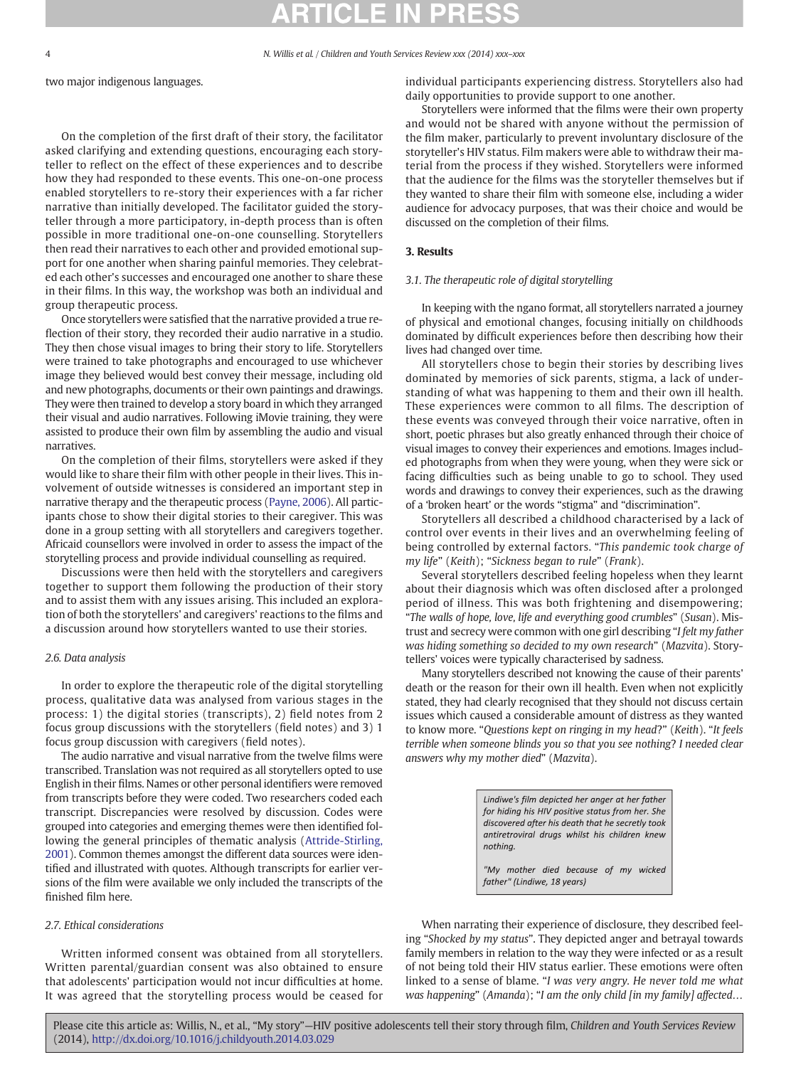two major indigenous languages.

On the completion of the first draft of their story, the facilitator asked clarifying and extending questions, encouraging each storyteller to reflect on the effect of these experiences and to describe how they had responded to these events. This one-on-one process enabled storytellers to re-story their experiences with a far richer narrative than initially developed. The facilitator guided the storyteller through a more participatory, in-depth process than is often possible in more traditional one-on-one counselling. Storytellers then read their narratives to each other and provided emotional support for one another when sharing painful memories. They celebrated each other's successes and encouraged one another to share these in their films. In this way, the workshop was both an individual and group therapeutic process.

Once storytellers were satisfied that the narrative provided a true reflection of their story, they recorded their audio narrative in a studio. They then chose visual images to bring their story to life. Storytellers were trained to take photographs and encouraged to use whichever image they believed would best convey their message, including old and new photographs, documents or their own paintings and drawings. They were then trained to develop a story board in which they arranged their visual and audio narratives. Following iMovie training, they were assisted to produce their own film by assembling the audio and visual narratives.

On the completion of their films, storytellers were asked if they would like to share their film with other people in their lives. This involvement of outside witnesses is considered an important step in narrative therapy and the therapeutic process (Payne, 2006). All participants chose to show their digital stories to their caregiver. This was done in a group setting with all storytellers and caregivers together. Africaid counsellors were involved in order to assess the impact of the storytelling process and provide individual counselling as required.

Discussions were then held with the storytellers and caregivers together to support them following the production of their story and to assist them with any issues arising. This included an exploration of both the storytellers' and caregivers' reactions to the films and a discussion around how storytellers wanted to use their stories.

### 2.6. Data analysis

In order to explore the therapeutic role of the digital storytelling process, qualitative data was analysed from various stages in the process: 1) the digital stories (transcripts), 2) field notes from 2 focus group discussions with the storytellers (field notes) and 3) 1 focus group discussion with caregivers (field notes).

The audio narrative and visual narrative from the twelve films were transcribed. Translation was not required as all storytellers opted to use English in their films. Names or other personal identifiers were removed from transcripts before they were coded. Two researchers coded each transcript. Discrepancies were resolved by discussion. Codes were grouped into categories and emerging themes were then identified following the general principles of thematic analysis (Attride-Stirling, 2001). Common themes amongst the different data sources were identified and illustrated with quotes. Although transcripts for earlier versions of the film were available we only included the transcripts of the finished film here.

### 2.7. Ethical considerations

Written informed consent was obtained from all storytellers. Written parental/guardian consent was also obtained to ensure that adolescents' participation would not incur difficulties at home. It was agreed that the storytelling process would be ceased for individual participants experiencing distress. Storytellers also had daily opportunities to provide support to one another.

Storytellers were informed that the films were their own property and would not be shared with anyone without the permission of the film maker, particularly to prevent involuntary disclosure of the storyteller's HIV status. Film makers were able to withdraw their material from the process if they wished. Storytellers were informed that the audience for the films was the storyteller themselves but if they wanted to share their film with someone else, including a wider audience for advocacy purposes, that was their choice and would be discussed on the completion of their films.

## 3. Results

### 3.1. The therapeutic role of digital storytelling

In keeping with the ngano format, all storytellers narrated a journey of physical and emotional changes, focusing initially on childhoods dominated by difficult experiences before then describing how their lives had changed over time.

All storytellers chose to begin their stories by describing lives dominated by memories of sick parents, stigma, a lack of understanding of what was happening to them and their own ill health. These experiences were common to all films. The description of these events was conveyed through their voice narrative, often in short, poetic phrases but also greatly enhanced through their choice of visual images to convey their experiences and emotions. Images included photographs from when they were young, when they were sick or facing difficulties such as being unable to go to school. They used words and drawings to convey their experiences, such as the drawing of a 'broken heart' or the words "stigma" and "discrimination".

Storytellers all described a childhood characterised by a lack of control over events in their lives and an overwhelming feeling of being controlled by external factors. "*This pandemic took charge of my life*" (*Keith*); "*Sickness began to rule*" (*Frank*).

Several storytellers described feeling hopeless when they learnt about their diagnosis which was often disclosed after a prolonged period of illness. This was both frightening and disempowering; "*The walls of hope, love, life and everything good crumbles*" (*Susan*). Mistrust and secrecy were common with one girl describing "*I felt my father was hiding something so decided to my own research*" (*Mazvita*). Storytellers' voices were typically characterised by sadness.

Many storytellers described not knowing the cause of their parents' death or the reason for their own ill health. Even when not explicitly stated, they had clearly recognised that they should not discuss certain issues which caused a considerable amount of distress as they wanted to know more. "*Questions kept on ringing in my head?*" (*Keith*). "*It feels terrible when someone blinds you so that you see nothing? I needed clear answers why my mother died*" (*Mazvita*).

> *Lindiwe's film depicted her anger at her father for hiding his HIV positive status from her. She discovered after his death that he secretly took antiretroviral drugs whilst his children knew nothing.*
>
> *"My mother died because of my wicked father" (Lindiwe, 18 years)*

When narrating their experience of disclosure, they described feeling "*Shocked by my status*". They depicted anger and betrayal towards family members in relation to the way they were infected or as a result of not being told their HIV status earlier. These emotions were often linked to a sense of blame. "*I was very angry. He never told me what was happening*" (*Amanda*); "*I am the only child [in my family] affected…*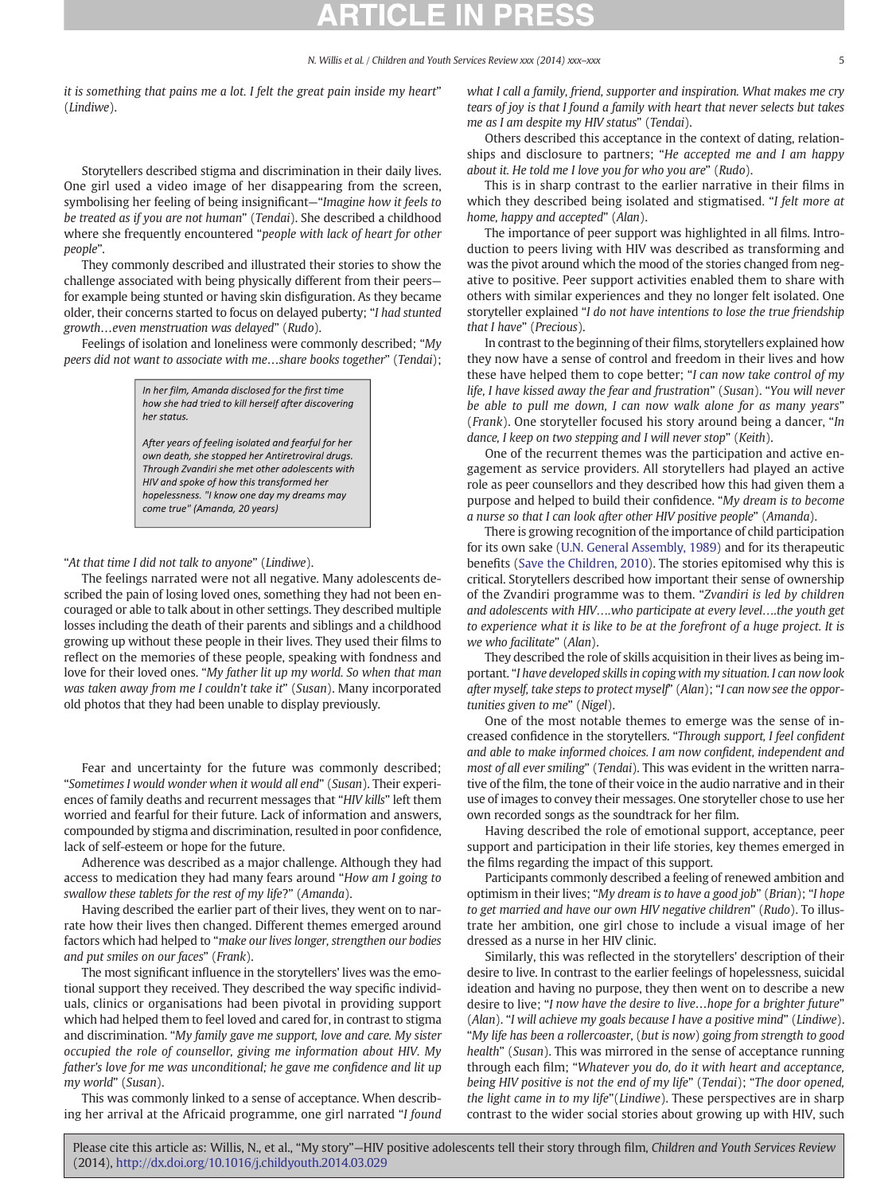*it is something that pains me a lot. I felt the great pain inside my heart*" (*Lindiwe*).

Storytellers described stigma and discrimination in their daily lives. One girl used a video image of her disappearing from the screen, symbolising her feeling of being insignificant—"*Imagine how it feels to be treated as if you are not human*" (*Tendai*). She described a childhood where she frequently encountered "*people with lack of heart for other people*".

They commonly described and illustrated their stories to show the challenge associated with being physically different from their peers—for example being stunted or having skin disfiguration. As they became older, their concerns started to focus on delayed puberty; "*I had stunted growth…even menstruation was delayed*" (*Rudo*).

Feelings of isolation and loneliness were commonly described; "*My peers did not want to associate with me…share books together*" (*Tendai*); "*At that time I did not talk to anyone*" (*Lindiwe*).

> *In her film, Amanda disclosed for the first time how she had tried to kill herself after discovering her status.*
>
> *After years of feeling isolated and fearful for her own death, she stopped her Antiretroviral drugs. Through Zvandiri she met other adolescents with HIV and spoke of how this transformed her hopelessness. "I know one day my dreams may come true" (Amanda, 20 years)*

The feelings narrated were not all negative. Many adolescents described the pain of losing loved ones, something they had not been encouraged or able to talk about in other settings. They described multiple losses including the death of their parents and siblings and a childhood growing up without these people in their lives. They used their films to reflect on the memories of these people, speaking with fondness and love for their loved ones. "*My father lit up my world. So when that man was taken away from me I couldn't take it*" (*Susan*). Many incorporated old photos that they had been unable to display previously.

Fear and uncertainty for the future was commonly described; "*Sometimes I would wonder when it would all end*" (*Susan*). Their experiences of family deaths and recurrent messages that "*HIV kills*" left them worried and fearful for their future. Lack of information and answers, compounded by stigma and discrimination, resulted in poor confidence, lack of self-esteem or hope for the future.

Adherence was described as a major challenge. Although they had access to medication they had many fears around "*How am I going to swallow these tablets for the rest of my life*?" (*Amanda*).

Having described the earlier part of their lives, they went on to narrate how their lives then changed. Different themes emerged around factors which had helped to "*make our lives longer, strengthen our bodies and put smiles on our faces*" (*Frank*).

The most significant influence in the storytellers' lives was the emotional support they received. They described the way specific individuals, clinics or organisations had been pivotal in providing support which had helped them to feel loved and cared for, in contrast to stigma and discrimination. "*My family gave me support, love and care. My sister occupied the role of counsellor, giving me information about HIV. My father's love for me was unconditional; he gave me confidence and lit up my world*" (*Susan*).

This was commonly linked to a sense of acceptance. When describing her arrival at the Africaid programme, one girl narrated "*I found what I call a family, friend, supporter and inspiration. What makes me cry tears of joy is that I found a family with heart that never selects but takes me as I am despite my HIV status*" (*Tendai*).

Others described this acceptance in the context of dating, relationships and disclosure to partners; "*He accepted me and I am happy about it. He told me I love you for who you are*" (*Rudo*).

This is in sharp contrast to the earlier narrative in their films in which they described being isolated and stigmatised. "*I felt more at home, happy and accepted*" (*Alan*).

The importance of peer support was highlighted in all films. Introduction to peers living with HIV was described as transforming and was the pivot around which the mood of the stories changed from negative to positive. Peer support activities enabled them to share with others with similar experiences and they no longer felt isolated. One storyteller explained "*I do not have intentions to lose the true friendship that I have*" (*Precious*).

In contrast to the beginning of their films, storytellers explained how they now have a sense of control and freedom in their lives and how these have helped them to cope better; "*I can now take control of my life, I have kissed away the fear and frustration*" (*Susan*). "*You will never be able to pull me down, I can now walk alone for as many years*" (*Frank*). One storyteller focused his story around being a dancer, "*In dance, I keep on two stepping and I will never stop*" (*Keith*).

One of the recurrent themes was the participation and active engagement as service providers. All storytellers had played an active role as peer counsellors and they described how this had given them a purpose and helped to build their confidence. "*My dream is to become a nurse so that I can look after other HIV positive people*" (*Amanda*).

There is growing recognition of the importance of child participation for its own sake (U.N. General Assembly, 1989) and for its therapeutic benefits (Save the Children, 2010). The stories epitomised why this is critical. Storytellers described how important their sense of ownership of the Zvandiri programme was to them. "*Zvandiri is led by children and adolescents with HIV….who participate at every level….the youth get to experience what it is like to be at the forefront of a huge project. It is we who facilitate*" (*Alan*).

They described the role of skills acquisition in their lives as being important. "*I have developed skills in coping with my situation. I can now look after myself, take steps to protect myself*" (*Alan*); "*I can now see the opportunities given to me*" (*Nigel*).

One of the most notable themes to emerge was the sense of increased confidence in the storytellers. "*Through support, I feel confident and able to make informed choices. I am now confident, independent and most of all ever smiling*" (*Tendai*). This was evident in the written narrative of the film, the tone of their voice in the audio narrative and in their use of images to convey their messages. One storyteller chose to use her own recorded songs as the soundtrack for her film.

Having described the role of emotional support, acceptance, peer support and participation in their life stories, key themes emerged in the films regarding the impact of this support.

Participants commonly described a feeling of renewed ambition and optimism in their lives; "*My dream is to have a good job*" (*Brian*); "*I hope to get married and have our own HIV negative children*" (*Rudo*). To illustrate her ambition, one girl chose to include a visual image of her dressed as a nurse in her HIV clinic.

Similarly, this was reflected in the storytellers' description of their desire to live. In contrast to the earlier feelings of hopelessness, suicidal ideation and having no purpose, they then went on to describe a new desire to live; "*I now have the desire to live…hope for a brighter future*" (*Alan*). "*I will achieve my goals because I have a positive mind*" (*Lindiwe*). "*My life has been a rollercoaster*, (*but is now*) *going from strength to good health*" (*Susan*). This was mirrored in the sense of acceptance running through each film; "*Whatever you do, do it with heart and acceptance, being HIV positive is not the end of my life*" (*Tendai*); "*The door opened, the light came in to my life*"(*Lindiwe*). These perspectives are in sharp contrast to the wider social stories about growing up with HIV, such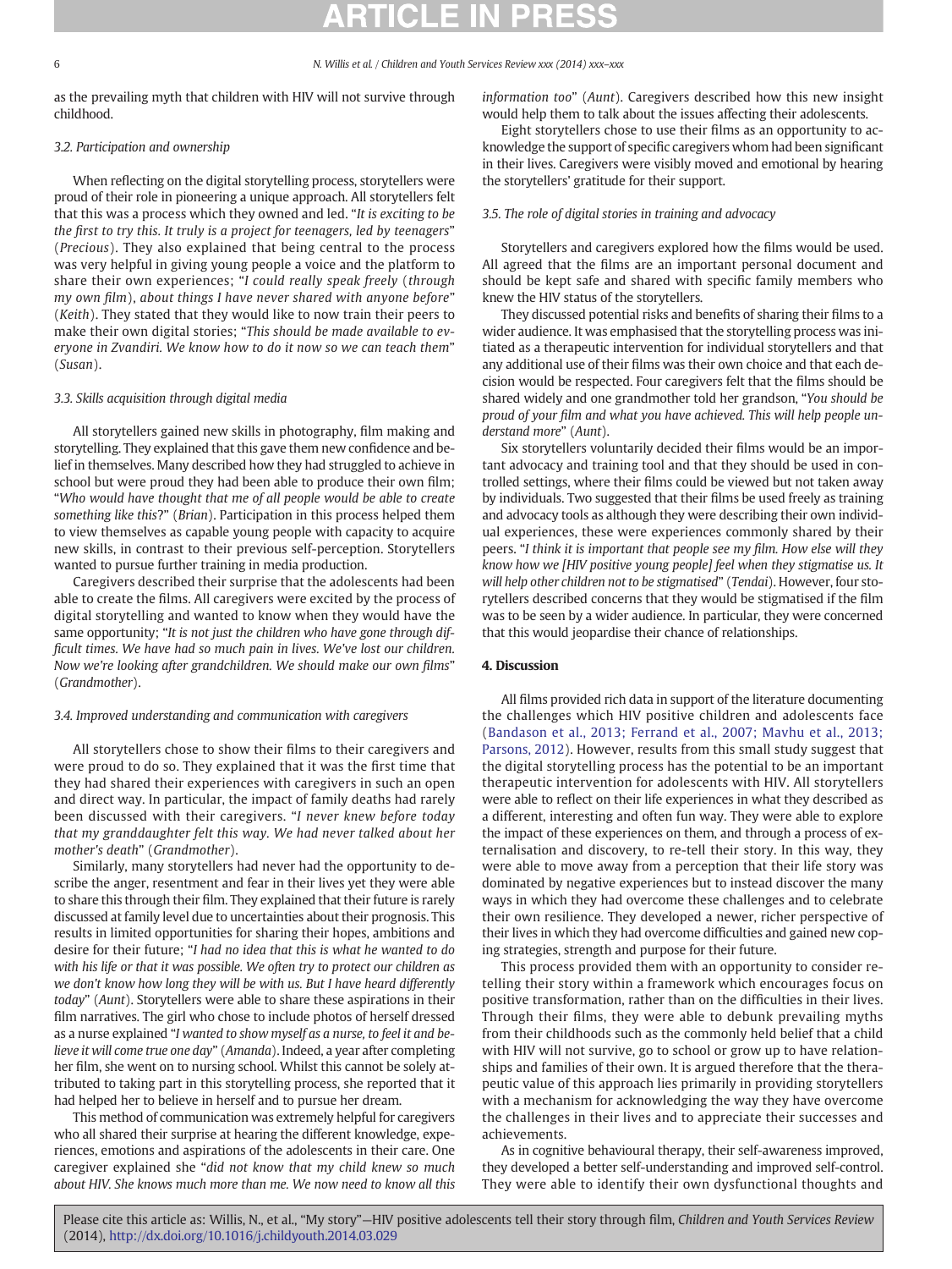as the prevailing myth that children with HIV will not survive through childhood.

### 3.2. Participation and ownership

When reflecting on the digital storytelling process, storytellers were proud of their role in pioneering a unique approach. All storytellers felt that this was a process which they owned and led. "*It is exciting to be the first to try this. It truly is a project for teenagers, led by teenagers*" (*Precious*). They also explained that being central to the process was very helpful in giving young people a voice and the platform to share their own experiences; "*I could really speak freely* (*through my own film*), *about things I have never shared with anyone before*" (*Keith*). They stated that they would like to now train their peers to make their own digital stories; "*This should be made available to everyone in Zvandiri. We know how to do it now so we can teach them*" (*Susan*).

### 3.3. Skills acquisition through digital media

All storytellers gained new skills in photography, film making and storytelling. They explained that this gave them new confidence and belief in themselves. Many described how they had struggled to achieve in school but were proud they had been able to produce their own film; "*Who would have thought that me of all people would be able to create something like this*?" (*Brian*). Participation in this process helped them to view themselves as capable young people with capacity to acquire new skills, in contrast to their previous self-perception. Storytellers wanted to pursue further training in media production.

Caregivers described their surprise that the adolescents had been able to create the films. All caregivers were excited by the process of digital storytelling and wanted to know when they would have the same opportunity; "*It is not just the children who have gone through difficult times. We have had so much pain in lives. We've lost our children. Now we're looking after grandchildren. We should make our own films*" (*Grandmother*).

### 3.4. Improved understanding and communication with caregivers

All storytellers chose to show their films to their caregivers and were proud to do so. They explained that it was the first time that they had shared their experiences with caregivers in such an open and direct way. In particular, the impact of family deaths had rarely been discussed with their caregivers. "*I never knew before today that my granddaughter felt this way. We had never talked about her mother's death*" (*Grandmother*).

Similarly, many storytellers had never had the opportunity to describe the anger, resentment and fear in their lives yet they were able to share this through their film. They explained that their future is rarely discussed at family level due to uncertainties about their prognosis. This results in limited opportunities for sharing their hopes, ambitions and desire for their future; "*I had no idea that this is what he wanted to do with his life or that it was possible. We often try to protect our children as we don't know how long they will be with us. But I have heard differently today*" (*Aunt*). Storytellers were able to share these aspirations in their film narratives. The girl who chose to include photos of herself dressed as a nurse explained "*I wanted to show myself as a nurse, to feel it and believe it will come true one day*" (*Amanda*). Indeed, a year after completing her film, she went on to nursing school. Whilst this cannot be solely attributed to taking part in this storytelling process, she reported that it had helped her to believe in herself and to pursue her dream.

This method of communication was extremely helpful for caregivers who all shared their surprise at hearing the different knowledge, experiences, emotions and aspirations of the adolescents in their care. One caregiver explained she "*did not know that my child knew so much about HIV. She knows much more than me. We now need to know all this information too*" (*Aunt*). Caregivers described how this new insight would help them to talk about the issues affecting their adolescents.

Eight storytellers chose to use their films as an opportunity to acknowledge the support of specific caregivers whom had been significant in their lives. Caregivers were visibly moved and emotional by hearing the storytellers' gratitude for their support.

### 3.5. The role of digital stories in training and advocacy

Storytellers and caregivers explored how the films would be used. All agreed that the films are an important personal document and should be kept safe and shared with specific family members who knew the HIV status of the storytellers.

They discussed potential risks and benefits of sharing their films to a wider audience. It was emphasised that the storytelling process was initiated as a therapeutic intervention for individual storytellers and that any additional use of their films was their own choice and that each decision would be respected. Four caregivers felt that the films should be shared widely and one grandmother told her grandson, "*You should be proud of your film and what you have achieved. This will help people understand more*" (*Aunt*).

Six storytellers voluntarily decided their films would be an important advocacy and training tool and that they should be used in controlled settings, where their films could be viewed but not taken away by individuals. Two suggested that their films be used freely as training and advocacy tools as although they were describing their own individual experiences, these were experiences commonly shared by their peers. "*I think it is important that people see my film. How else will they know how we [HIV positive young people] feel when they stigmatise us. It will help other children not to be stigmatised*" (*Tendai*). However, four storytellers described concerns that they would be stigmatised if the film was to be seen by a wider audience. In particular, they were concerned that this would jeopardise their chance of relationships.

## 4. Discussion

All films provided rich data in support of the literature documenting the challenges which HIV positive children and adolescents face (Bandason et al., 2013; Ferrand et al., 2007; Mavhu et al., 2013; Parsons, 2012). However, results from this small study suggest that the digital storytelling process has the potential to be an important therapeutic intervention for adolescents with HIV. All storytellers were able to reflect on their life experiences in what they described as a different, interesting and often fun way. They were able to explore the impact of these experiences on them, and through a process of externalisation and discovery, to re-tell their story. In this way, they were able to move away from a perception that their life story was dominated by negative experiences but to instead discover the many ways in which they had overcome these challenges and to celebrate their own resilience. They developed a newer, richer perspective of their lives in which they had overcome difficulties and gained new coping strategies, strength and purpose for their future.

This process provided them with an opportunity to consider retelling their story within a framework which encourages focus on positive transformation, rather than on the difficulties in their lives. Through their films, they were able to debunk prevailing myths from their childhoods such as the commonly held belief that a child with HIV will not survive, go to school or grow up to have relationships and families of their own. It is argued therefore that the therapeutic value of this approach lies primarily in providing storytellers with a mechanism for acknowledging the way they have overcome the challenges in their lives and to appreciate their successes and achievements.

As in cognitive behavioural therapy, their self-awareness improved, they developed a better self-understanding and improved self-control. They were able to identify their own dysfunctional thoughts and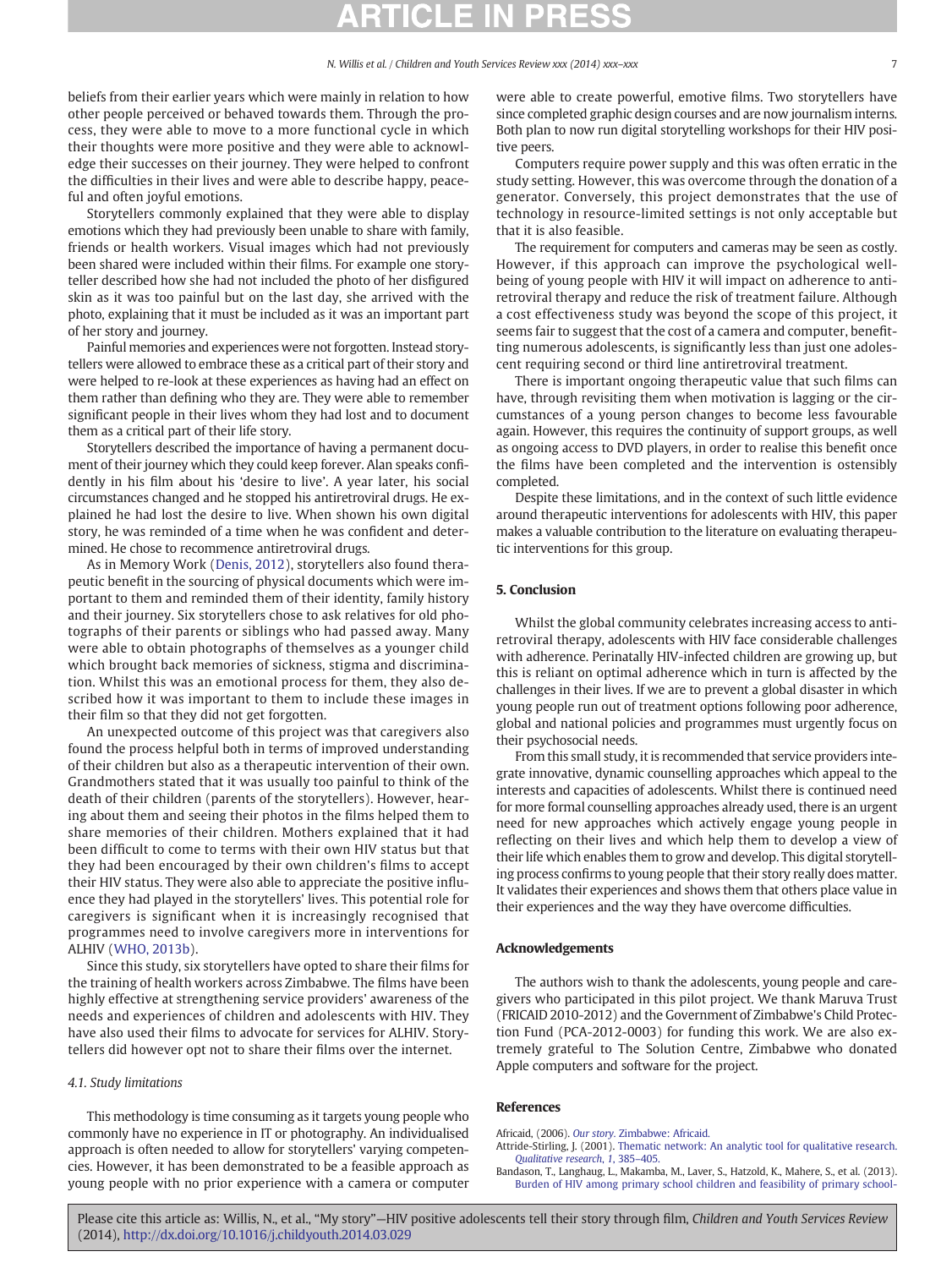beliefs from their earlier years which were mainly in relation to how other people perceived or behaved towards them. Through the process, they were able to move to a more functional cycle in which their thoughts were more positive and they were able to acknowledge their successes on their journey. They were helped to confront the difficulties in their lives and were able to describe happy, peaceful and often joyful emotions.

Storytellers commonly explained that they were able to display emotions which they had previously been unable to share with family, friends or health workers. Visual images which had not previously been shared were included within their films. For example one storyteller described how she had not included the photo of her disfigured skin as it was too painful but on the last day, she arrived with the photo, explaining that it must be included as it was an important part of her story and journey.

Painful memories and experiences were not forgotten. Instead storytellers were allowed to embrace these as a critical part of their story and were helped to re-look at these experiences as having had an effect on them rather than defining who they are. They were able to remember significant people in their lives whom they had lost and to document them as a critical part of their life story.

Storytellers described the importance of having a permanent document of their journey which they could keep forever. Alan speaks confidently in his film about his 'desire to live'. A year later, his social circumstances changed and he stopped his antiretroviral drugs. He explained he had lost the desire to live. When shown his own digital story, he was reminded of a time when he was confident and determined. He chose to recommence antiretroviral drugs.

As in Memory Work (Denis, 2012), storytellers also found therapeutic benefit in the sourcing of physical documents which were important to them and reminded them of their identity, family history and their journey. Six storytellers chose to ask relatives for old photographs of their parents or siblings who had passed away. Many were able to obtain photographs of themselves as a younger child which brought back memories of sickness, stigma and discrimination. Whilst this was an emotional process for them, they also described how it was important to them to include these images in their film so that they did not get forgotten.

An unexpected outcome of this project was that caregivers also found the process helpful both in terms of improved understanding of their children but also as a therapeutic intervention of their own. Grandmothers stated that it was usually too painful to think of the death of their children (parents of the storytellers). However, hearing about them and seeing their photos in the films helped them to share memories of their children. Mothers explained that it had been difficult to come to terms with their own HIV status but that they had been encouraged by their own children's films to accept their HIV status. They were also able to appreciate the positive influence they had played in the storytellers' lives. This potential role for caregivers is significant when it is increasingly recognised that programmes need to involve caregivers more in interventions for ALHIV (WHO, 2013b).

Since this study, six storytellers have opted to share their films for the training of health workers across Zimbabwe. The films have been highly effective at strengthening service providers' awareness of the needs and experiences of children and adolescents with HIV. They have also used their films to advocate for services for ALHIV. Storytellers did however opt not to share their films over the internet.

### 4.1. Study limitations

This methodology is time consuming as it targets young people who commonly have no experience in IT or photography. An individualised approach is often needed to allow for storytellers' varying competencies. However, it has been demonstrated to be a feasible approach as young people with no prior experience with a camera or computer were able to create powerful, emotive films. Two storytellers have since completed graphic design courses and are now journalism interns. Both plan to now run digital storytelling workshops for their HIV positive peers.

Computers require power supply and this was often erratic in the study setting. However, this was overcome through the donation of a generator. Conversely, this project demonstrates that the use of technology in resource-limited settings is not only acceptable but that it is also feasible.

The requirement for computers and cameras may be seen as costly. However, if this approach can improve the psychological wellbeing of young people with HIV it will impact on adherence to antiretroviral therapy and reduce the risk of treatment failure. Although a cost effectiveness study was beyond the scope of this project, it seems fair to suggest that the cost of a camera and computer, benefitting numerous adolescents, is significantly less than just one adolescent requiring second or third line antiretroviral treatment.

There is important ongoing therapeutic value that such films can have, through revisiting them when motivation is lagging or the circumstances of a young person changes to become less favourable again. However, this requires the continuity of support groups, as well as ongoing access to DVD players, in order to realise this benefit once the films have been completed and the intervention is ostensibly completed.

Despite these limitations, and in the context of such little evidence around therapeutic interventions for adolescents with HIV, this paper makes a valuable contribution to the literature on evaluating therapeutic interventions for this group.

## 5. Conclusion

Whilst the global community celebrates increasing access to antiretroviral therapy, adolescents with HIV face considerable challenges with adherence. Perinatally HIV-infected children are growing up, but this is reliant on optimal adherence which in turn is affected by the challenges in their lives. If we are to prevent a global disaster in which young people run out of treatment options following poor adherence, global and national policies and programmes must urgently focus on their psychosocial needs.

From this small study, it is recommended that service providers integrate innovative, dynamic counselling approaches which appeal to the interests and capacities of adolescents. Whilst there is continued need for more formal counselling approaches already used, there is an urgent need for new approaches which actively engage young people in reflecting on their lives and which help them to develop a view of their life which enables them to grow and develop. This digital storytelling process confirms to young people that their story really does matter. It validates their experiences and shows them that others place value in their experiences and the way they have overcome difficulties.

## Acknowledgements

The authors wish to thank the adolescents, young people and caregivers who participated in this pilot project. We thank Maruva Trust (FRICAID 2010-2012) and the Government of Zimbabwe's Child Protection Fund (PCA-2012-0003) for funding this work. We are also extremely grateful to The Solution Centre, Zimbabwe who donated Apple computers and software for the project.

## References

Africaid, (2006). *Our story*. Zimbabwe: Africaid.

Attride-Stirling, J. (2001). Thematic network: An analytic tool for qualitative research. *Qualitative research*, *1*, 385–405.

Bandason, T., Langhaug, L., Makamba, M., Laver, S., Hatzold, K., Mahere, S., et al. (2013). Burden of HIV among primary school children and feasibility of primary school-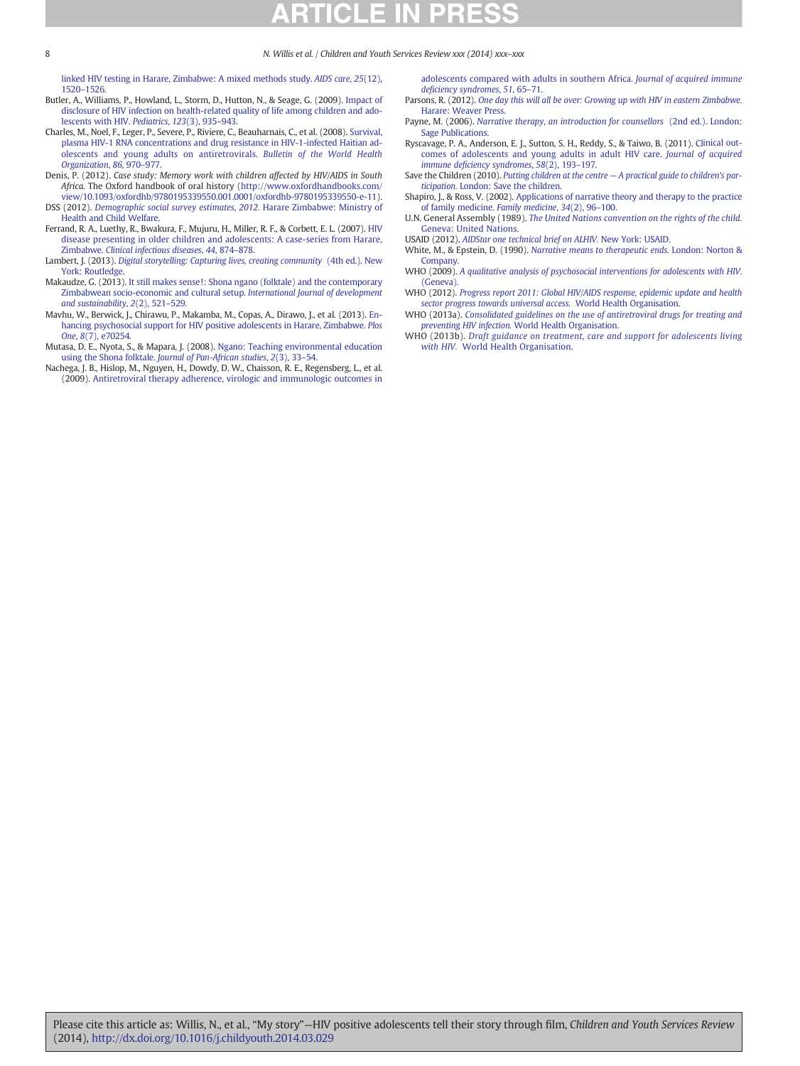linked HIV testing in Harare, Zimbabwe: A mixed methods study. *AIDS care*, *25*(12), 1520–1526.

Butler, A., Williams, P., Howland, L., Storm, D., Hutton, N., & Seage, G. (2009). Impact of disclosure of HIV infection on health-related quality of life among children and adolescents with HIV. *Pediatrics*, *123*(3), 935–943.

Charles, M., Noel, F., Leger, P., Severe, P., Riviere, C., Beauharnais, C., et al. (2008). Survival, plasma HIV-1 RNA concentrations and drug resistance in HIV-1-infected Haitian adolescents and young adults on antiretrovirals. *Bulletin of the World Health Organization*, *86*, 970–977.

Denis, P. (2012). *Case study: Memory work with children affected by HIV/AIDS in South Africa*. The Oxford handbook of oral history (http://www.oxfordhandbooks.com/view/10.1093/oxfordhb/9780195339550.001.0001/oxfordhb-9780195339550-e-11).

DSS (2012). *Demographic social survey estimates, 2012.* Harare Zimbabwe: Ministry of Health and Child Welfare.

Ferrand, R. A., Luethy, R., Bwakura, F., Mujuru, H., Miller, R. F., & Corbett, E. L. (2007). HIV disease presenting in older children and adolescents: A case-series from Harare, Zimbabwe. *Clinical infectious diseases*, *44*, 874–878.

Lambert, J. (2013). *Digital storytelling: Capturing lives, creating community* (4th ed.). New York: Routledge.

Makaudze, G. (2013). It still makes sense!: Shona ngano (folktale) and the contemporary Zimbabwean socio-economic and cultural setup. *International Journal of development and sustainability*, *2*(2), 521–529.

Mavhu, W., Berwick, J., Chirawu, P., Makamba, M., Copas, A., Dirawo, J., et al. (2013). Enhancing psychosocial support for HIV positive adolescents in Harare, Zimbabwe. *Plos One*, *8*(7), e70254.

Mutasa, D. E., Nyota, S., & Mapara, J. (2008). Ngano: Teaching environmental education using the Shona folktale. *Journal of Pan-African studies*, *2*(3), 33–54.

Nachega, J. B., Hislop, M., Nguyen, H., Dowdy, D. W., Chaisson, R. E., Regensberg, L., et al. (2009). Antiretroviral therapy adherence, virologic and immunologic outcomes in adolescents compared with adults in southern Africa. *Journal of acquired immune deficiency syndromes*, *51*, 65–71.

Parsons, R. (2012). *One day this will all be over: Growing up with HIV in eastern Zimbabwe.* Harare: Weaver Press.

Payne, M. (2006). *Narrative therapy, an introduction for counsellors* (2nd ed.). London: Sage Publications.

Ryscavage, P. A., Anderson, E. J., Sutton, S. H., Reddy, S., & Taiwo, B. (2011). Clinical outcomes of adolescents and young adults in adult HIV care. *Journal of acquired immune deficiency syndromes*, *58*(2), 193–197.

Save the Children (2010). *Putting children at the centre — A practical guide to children's participation.* London: Save the children.

Shapiro, J., & Ross, V. (2002). Applications of narrative theory and therapy to the practice of family medicine. *Family medicine*, *34*(2), 96–100.

U.N. General Assembly (1989). *The United Nations convention on the rights of the child.* Geneva: United Nations.

USAID (2012). *AIDStar one technical brief on ALHIV.* New York: USAID.

White, M., & Epstein, D. (1990). *Narrative means to therapeutic ends.* London: Norton & Company.

WHO (2009). *A qualitative analysis of psychosocial interventions for adolescents with HIV.* (Geneva).

WHO (2012). *Progress report 2011: Global HIV/AIDS response, epidemic update and health sector progress towards universal access.* World Health Organisation.

WHO (2013a). *Consolidated guidelines on the use of antiretroviral drugs for treating and preventing HIV infection.* World Health Organisation.

WHO (2013b). *Draft guidance on treatment, care and support for adolescents living with HIV.* World Health Organisation.